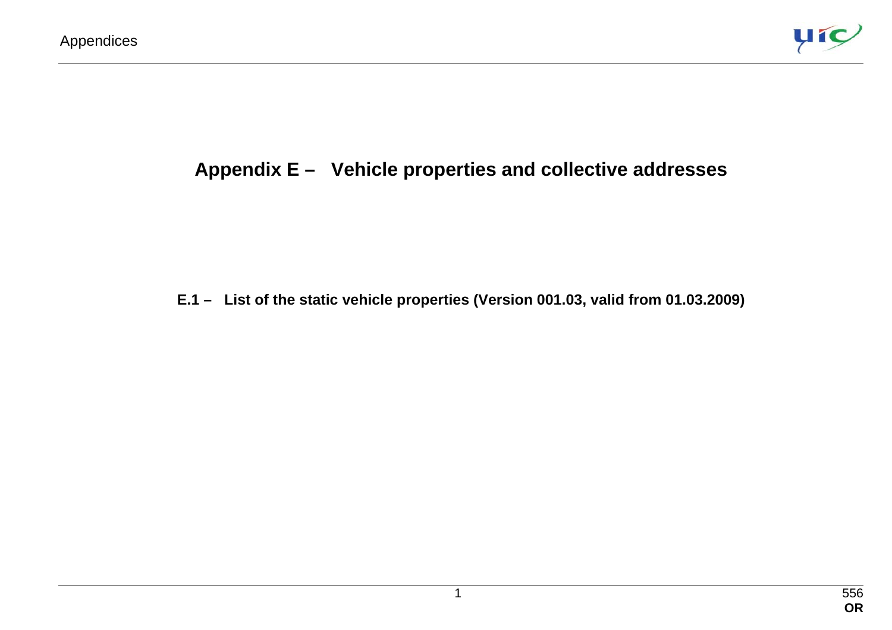# Appendix E – Vehicle properties and collective addresses

## E.1 – List of the static vehicle properties (Version 001.03, valid from 01.03.2009)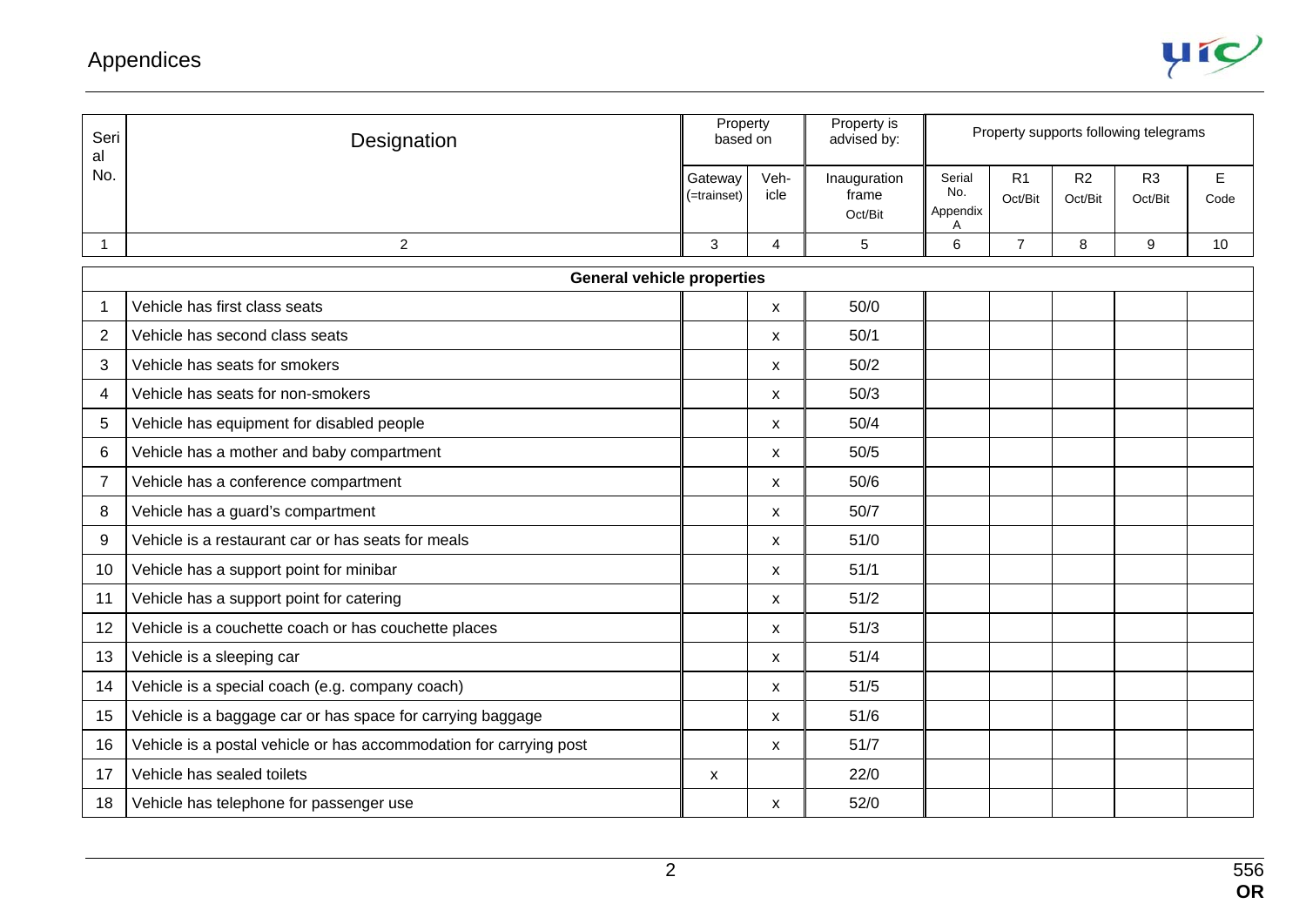| Serial No. | Designation | Property based on | | Property is advised by: | Property supports following telegrams | | | | |
|---|---|---|---|---|---|---|---|---|---|
| | | Gateway (=trainset) | Veh-icle | Inauguration frame Oct/Bit | Serial No. Appendix A | R1 Oct/Bit | R2 Oct/Bit | R3 Oct/Bit | E Code |
| 1 | 2 | 3 | 4 | 5 | 6 | 7 | 8 | 9 | 10 |
| | **General vehicle properties** | | | | | | | | |
| 1 | Vehicle has first class seats | | x | 50/0 | | | | | |
| 2 | Vehicle has second class seats | | x | 50/1 | | | | | |
| 3 | Vehicle has seats for smokers | | x | 50/2 | | | | | |
| 4 | Vehicle has seats for non-smokers | | x | 50/3 | | | | | |
| 5 | Vehicle has equipment for disabled people | | x | 50/4 | | | | | |
| 6 | Vehicle has a mother and baby compartment | | x | 50/5 | | | | | |
| 7 | Vehicle has a conference compartment | | x | 50/6 | | | | | |
| 8 | Vehicle has a guard's compartment | | x | 50/7 | | | | | |
| 9 | Vehicle is a restaurant car or has seats for meals | | x | 51/0 | | | | | |
| 10 | Vehicle has a support point for minibar | | x | 51/1 | | | | | |
| 11 | Vehicle has a support point for catering | | x | 51/2 | | | | | |
| 12 | Vehicle is a couchette coach or has couchette places | | x | 51/3 | | | | | |
| 13 | Vehicle is a sleeping car | | x | 51/4 | | | | | |
| 14 | Vehicle is a special coach (e.g. company coach) | | x | 51/5 | | | | | |
| 15 | Vehicle is a baggage car or has space for carrying baggage | | x | 51/6 | | | | | |
| 16 | Vehicle is a postal vehicle or has accommodation for carrying post | | x | 51/7 | | | | | |
| 17 | Vehicle has sealed toilets | x | | 22/0 | | | | | |
| 18 | Vehicle has telephone for passenger use | | x | 52/0 | | | | | |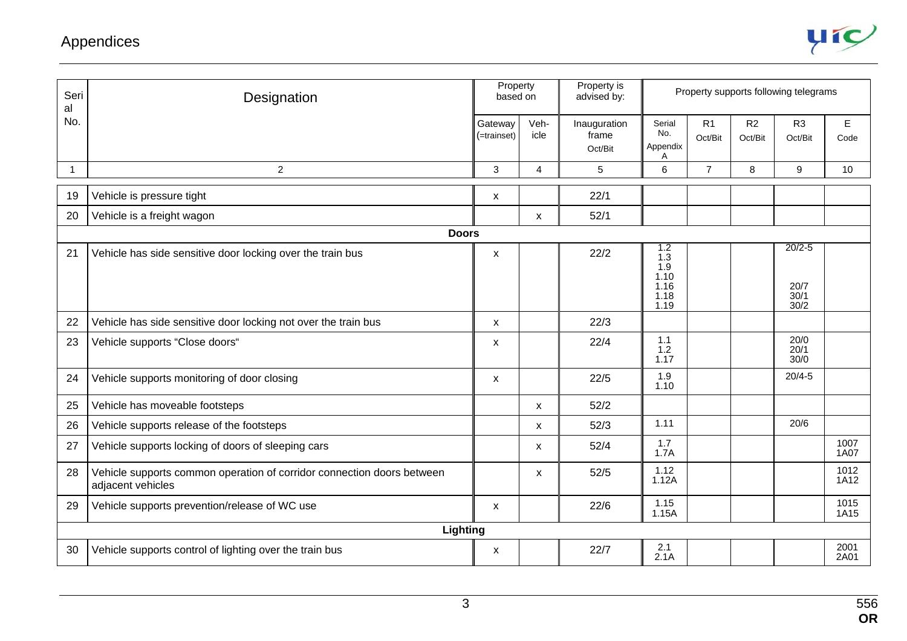| Serial No. | Designation | Property based on | | Property is advised by: | Property supports following telegrams | | | | |
|---|---|---|---|---|---|---|---|---|---|
| | | Gateway (=trainset) | Vehicle | Inauguration frame Oct/Bit | Serial No. Appendix A | R1 Oct/Bit | R2 Oct/Bit | R3 Oct/Bit | E Code |
| 1 | 2 | 3 | 4 | 5 | 6 | 7 | 8 | 9 | 10 |
| 19 | Vehicle is pressure tight | x | | 22/1 | | | | | |
| 20 | Vehicle is a freight wagon | | x | 52/1 | | | | | |
| | **Doors** | | | | | | | | |
| 21 | Vehicle has side sensitive door locking over the train bus | x | | 22/2 | 1.2<br>1.3<br>1.9<br>1.10<br>1.16<br>1.18<br>1.19 | | | 20/2-5<br><br>20/7<br>30/1<br>30/2 | |
| 22 | Vehicle has side sensitive door locking not over the train bus | x | | 22/3 | | | | | |
| 23 | Vehicle supports "Close doors" | x | | 22/4 | 1.1<br>1.2<br>1.17 | | | 20/0<br>20/1<br>30/0 | |
| 24 | Vehicle supports monitoring of door closing | x | | 22/5 | 1.9<br>1.10 | | | 20/4-5 | |
| 25 | Vehicle has moveable footsteps | | x | 52/2 | | | | | |
| 26 | Vehicle supports release of the footsteps | | x | 52/3 | 1.11 | | | 20/6 | |
| 27 | Vehicle supports locking of doors of sleeping cars | | x | 52/4 | 1.7<br>1.7A | | | | 1007<br>1A07 |
| 28 | Vehicle supports common operation of corridor connection doors between adjacent vehicles | | x | 52/5 | 1.12<br>1.12A | | | | 1012<br>1A12 |
| 29 | Vehicle supports prevention/release of WC use | x | | 22/6 | 1.15<br>1.15A | | | | 1015<br>1A15 |
| | **Lighting** | | | | | | | | |
| 30 | Vehicle supports control of lighting over the train bus | x | | 22/7 | 2.1<br>2.1A | | | | 2001<br>2A01 |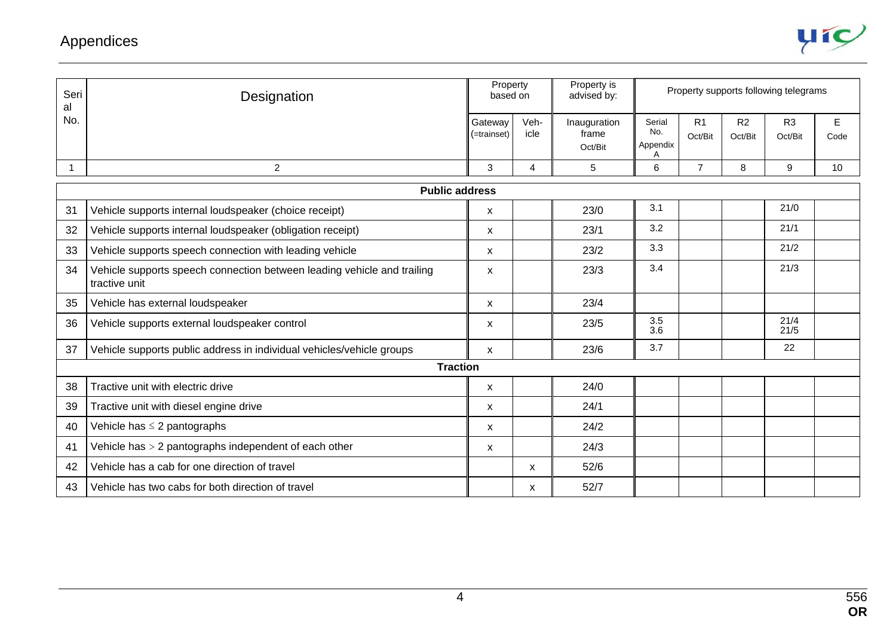| Serial No. | Designation | Property based on | | Property is advised by: | Property supports following telegrams | | | | |
|---|---|---|---|---|---|---|---|---|---|
| | | Gateway (=trainset) | Vehicle | Inauguration frame Oct/Bit | Serial No. Appendix A | R1 Oct/Bit | R2 Oct/Bit | R3 Oct/Bit | E Code |
| 1 | 2 | 3 | 4 | 5 | 6 | 7 | 8 | 9 | 10 |
| | **Public address** | | | | | | | | |
| 31 | Vehicle supports internal loudspeaker (choice receipt) | x | | 23/0 | 3.1 | | | 21/0 | |
| 32 | Vehicle supports internal loudspeaker (obligation receipt) | x | | 23/1 | 3.2 | | | 21/1 | |
| 33 | Vehicle supports speech connection with leading vehicle | x | | 23/2 | 3.3 | | | 21/2 | |
| 34 | Vehicle supports speech connection between leading vehicle and trailing tractive unit | x | | 23/3 | 3.4 | | | 21/3 | |
| 35 | Vehicle has external loudspeaker | x | | 23/4 | | | | | |
| 36 | Vehicle supports external loudspeaker control | x | | 23/5 | 3.5<br>3.6 | | | 21/4<br>21/5 | |
| 37 | Vehicle supports public address in individual vehicles/vehicle groups | x | | 23/6 | 3.7 | | | 22 | |
| | **Traction** | | | | | | | | |
| 38 | Tractive unit with electric drive | x | | 24/0 | | | | | |
| 39 | Tractive unit with diesel engine drive | x | | 24/1 | | | | | |
| 40 | Vehicle has ≤ 2 pantographs | x | | 24/2 | | | | | |
| 41 | Vehicle has > 2 pantographs independent of each other | x | | 24/3 | | | | | |
| 42 | Vehicle has a cab for one direction of travel | | x | 52/6 | | | | | |
| 43 | Vehicle has two cabs for both direction of travel | | x | 52/7 | | | | | |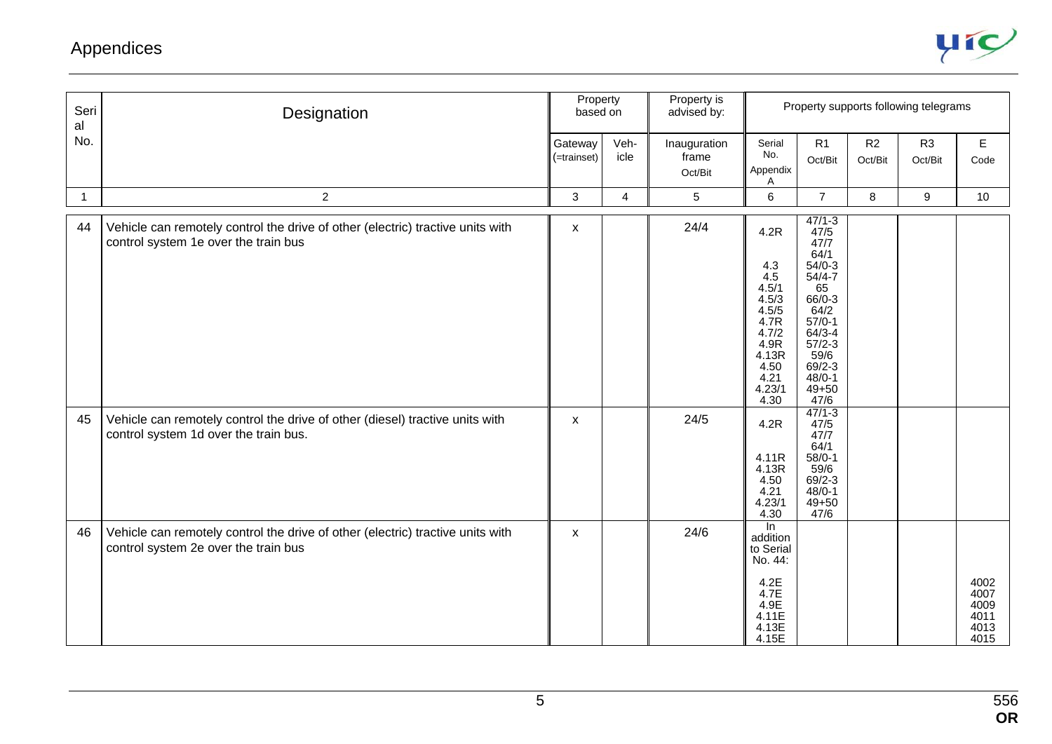| Serial No. | Designation | Property based on | | Property is advised by: | Property supports following telegrams | | | | |
|---|---|---|---|---|---|---|---|---|---|
| | | Gateway (=trainset) | Veh-icle | Inauguration frame Oct/Bit | Serial No. Appendix A | R1 Oct/Bit | R2 Oct/Bit | R3 Oct/Bit | E Code |
| 1 | 2 | 3 | 4 | 5 | 6 | 7 | 8 | 9 | 10 |
| 44 | Vehicle can remotely control the drive of other (electric) tractive units with control system 1e over the train bus | x | | 24/4 | 4.2R<br><br>4.3<br>4.5<br>4.5/1<br>4.5/3<br>4.5/5<br>4.7R<br>4.7/2<br>4.9R<br>4.13R<br>4.50<br>4.21<br>4.23/1<br>4.30 | 47/1-3<br>47/5<br>47/7<br>64/1<br>54/0-3<br>54/4-7<br>65<br>66/0-3<br>64/2<br>57/0-1<br>64/3-4<br>57/2-3<br>59/6<br>69/2-3<br>48/0-1<br>49+50<br>47/6 | | | |
| 45 | Vehicle can remotely control the drive of other (diesel) tractive units with control system 1d over the train bus. | x | | 24/5 | 4.2R<br><br>4.11R<br>4.13R<br>4.50<br>4.21<br>4.23/1<br>4.30 | 47/1-3<br>47/5<br>47/7<br>64/1<br>58/0-1<br>59/6<br>69/2-3<br>48/0-1<br>49+50<br>47/6 | | | |
| 46 | Vehicle can remotely control the drive of other (electric) tractive units with control system 2e over the train bus | x | | 24/6 | In addition to Serial No. 44:<br><br>4.2E<br>4.7E<br>4.9E<br>4.11E<br>4.13E<br>4.15E | | | | 4002<br>4007<br>4009<br>4011<br>4013<br>4015 |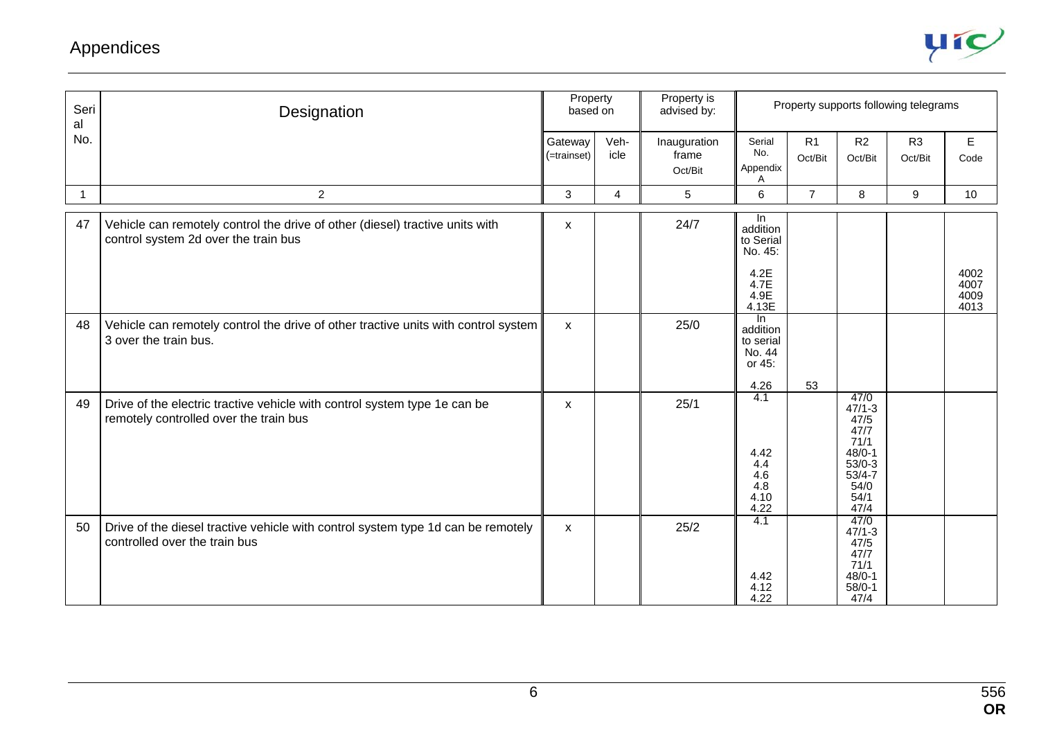| Serial No. | Designation | Property based on | | Property is advised by: | Property supports following telegrams | | | | |
|---|---|---|---|---|---|---|---|---|---|
| | | Gateway (=trainset) | Veh-icle | Inauguration frame Oct/Bit | Serial No. Appendix A | R1 Oct/Bit | R2 Oct/Bit | R3 Oct/Bit | E Code |
| 1 | 2 | 3 | 4 | 5 | 6 | 7 | 8 | 9 | 10 |
| 47 | Vehicle can remotely control the drive of other (diesel) tractive units with control system 2d over the train bus | x | | 24/7 | In addition to Serial No. 45: 4.2E 4.7E 4.9E 4.13E | | | | 4002 4007 4009 4013 |
| 48 | Vehicle can remotely control the drive of other tractive units with control system 3 over the train bus. | x | | 25/0 | In addition to serial No. 44 or 45: 4.26 | 53 | | | |
| 49 | Drive of the electric tractive vehicle with control system type 1e can be remotely controlled over the train bus | x | | 25/1 | 4.1 4.42 4.4 4.6 4.8 4.10 4.22 | | 47/0 47/1-3 47/5 47/7 71/1 48/0-1 53/0-3 53/4-7 54/0 54/1 47/4 | | |
| 50 | Drive of the diesel tractive vehicle with control system type 1d can be remotely controlled over the train bus | x | | 25/2 | 4.1 4.42 4.12 4.22 | | 47/0 47/1-3 47/5 47/7 71/1 48/0-1 58/0-1 47/4 | | |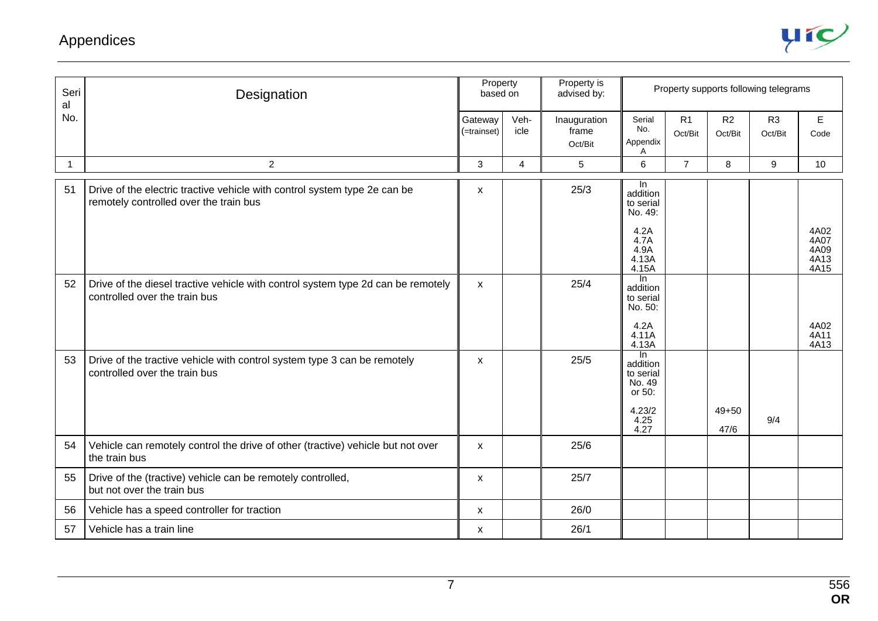## Appendices

| Serial No. | Designation | Property based on | | Property is advised by: | Property supports following telegrams | | | | |
|---|---|---|---|---|---|---|---|---|---|
| | | Gateway (=trainset) | Vehicle | Inauguration frame Oct/Bit | Serial No. Appendix A | R1 Oct/Bit | R2 Oct/Bit | R3 Oct/Bit | E Code |
| 1 | 2 | 3 | 4 | 5 | 6 | 7 | 8 | 9 | 10 |
| 51 | Drive of the electric tractive vehicle with control system type 2e can be remotely controlled over the train bus | x | | 25/3 | In addition to serial No. 49: 4.2A 4.7A 4.9A 4.13A 4.15A | | | | 4A02 4A07 4A09 4A13 4A15 |
| 52 | Drive of the diesel tractive vehicle with control system type 2d can be remotely controlled over the train bus | x | | 25/4 | In addition to serial No. 50: 4.2A 4.11A 4.13A | | | | 4A02 4A11 4A13 |
| 53 | Drive of the tractive vehicle with control system type 3 can be remotely controlled over the train bus | x | | 25/5 | In addition to serial No. 49 or 50: 4.23/2 4.25 4.27 | | 49+50 47/6 | 9/4 | |
| 54 | Vehicle can remotely control the drive of other (tractive) vehicle but not over the train bus | x | | 25/6 | | | | | |
| 55 | Drive of the (tractive) vehicle can be remotely controlled, but not over the train bus | x | | 25/7 | | | | | |
| 56 | Vehicle has a speed controller for traction | x | | 26/0 | | | | | |
| 57 | Vehicle has a train line | x | | 26/1 | | | | | |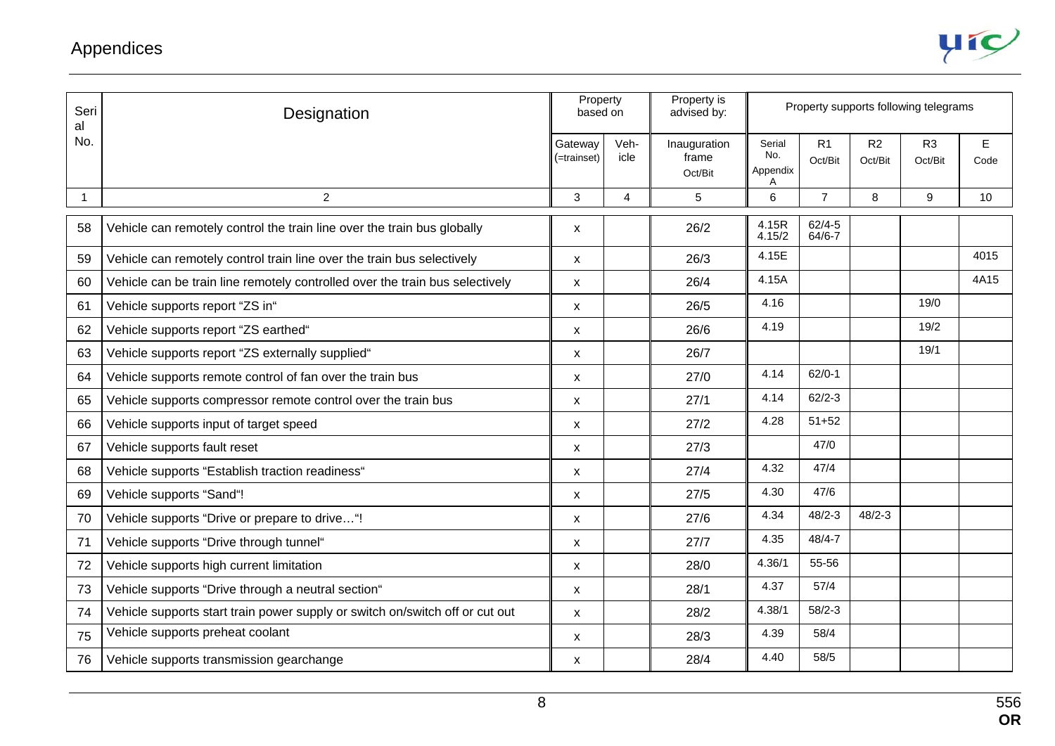| Serial No. | Designation | Property based on | | Property is advised by: | Property supports following telegrams | | | | |
|---|---|---|---|---|---|---|---|---|---|
| | | Gateway (=trainset) | Veh-icle | Inauguration frame Oct/Bit | Serial No. Appendix A | R1 Oct/Bit | R2 Oct/Bit | R3 Oct/Bit | E Code |
| 1 | 2 | 3 | 4 | 5 | 6 | 7 | 8 | 9 | 10 |
| 58 | Vehicle can remotely control the train line over the train bus globally | x | | 26/2 | 4.15R 4.15/2 | 62/4-5 64/6-7 | | | |
| 59 | Vehicle can remotely control train line over the train bus selectively | x | | 26/3 | 4.15E | | | | 4015 |
| 60 | Vehicle can be train line remotely controlled over the train bus selectively | x | | 26/4 | 4.15A | | | | 4A15 |
| 61 | Vehicle supports report "ZS in" | x | | 26/5 | 4.16 | | | 19/0 | |
| 62 | Vehicle supports report "ZS earthed" | x | | 26/6 | 4.19 | | | 19/2 | |
| 63 | Vehicle supports report "ZS externally supplied" | x | | 26/7 | | | | 19/1 | |
| 64 | Vehicle supports remote control of fan over the train bus | x | | 27/0 | 4.14 | 62/0-1 | | | |
| 65 | Vehicle supports compressor remote control over the train bus | x | | 27/1 | 4.14 | 62/2-3 | | | |
| 66 | Vehicle supports input of target speed | x | | 27/2 | 4.28 | 51+52 | | | |
| 67 | Vehicle supports fault reset | x | | 27/3 | | 47/0 | | | |
| 68 | Vehicle supports "Establish traction readiness" | x | | 27/4 | 4.32 | 47/4 | | | |
| 69 | Vehicle supports "Sand"! | x | | 27/5 | 4.30 | 47/6 | | | |
| 70 | Vehicle supports "Drive or prepare to drive…"! | x | | 27/6 | 4.34 | 48/2-3 | 48/2-3 | | |
| 71 | Vehicle supports "Drive through tunnel" | x | | 27/7 | 4.35 | 48/4-7 | | | |
| 72 | Vehicle supports high current limitation | x | | 28/0 | 4.36/1 | 55-56 | | | |
| 73 | Vehicle supports "Drive through a neutral section" | x | | 28/1 | 4.37 | 57/4 | | | |
| 74 | Vehicle supports start train power supply or switch on/switch off or cut out | x | | 28/2 | 4.38/1 | 58/2-3 | | | |
| 75 | Vehicle supports preheat coolant | x | | 28/3 | 4.39 | 58/4 | | | |
| 76 | Vehicle supports transmission gearchange | x | | 28/4 | 4.40 | 58/5 | | | |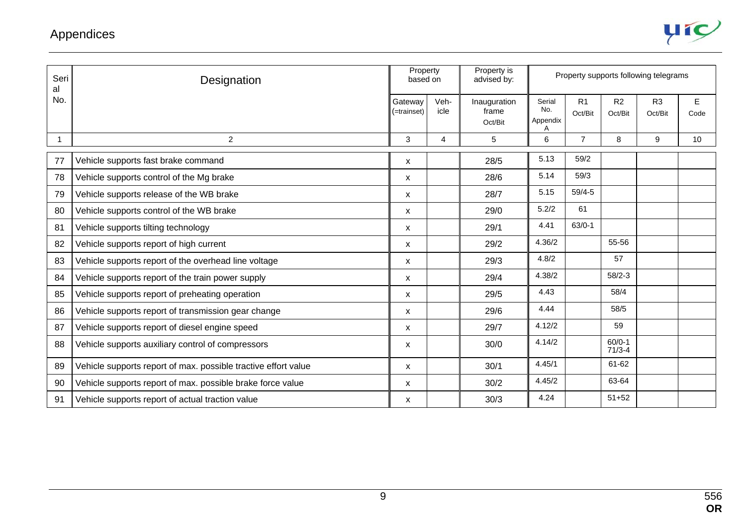| Serial No. | Designation | Property based on | | Property is advised by: | Property supports following telegrams | | | | |
|---|---|---|---|---|---|---|---|---|---|
| | | Gateway (=trainset) | Veh-icle | Inauguration frame Oct/Bit | Serial No. Appendix A | R1 Oct/Bit | R2 Oct/Bit | R3 Oct/Bit | E Code |
| 1 | 2 | 3 | 4 | 5 | 6 | 7 | 8 | 9 | 10 |
| 77 | Vehicle supports fast brake command | x | | 28/5 | 5.13 | 59/2 | | | |
| 78 | Vehicle supports control of the Mg brake | x | | 28/6 | 5.14 | 59/3 | | | |
| 79 | Vehicle supports release of the WB brake | x | | 28/7 | 5.15 | 59/4-5 | | | |
| 80 | Vehicle supports control of the WB brake | x | | 29/0 | 5.2/2 | 61 | | | |
| 81 | Vehicle supports tilting technology | x | | 29/1 | 4.41 | 63/0-1 | | | |
| 82 | Vehicle supports report of high current | x | | 29/2 | 4.36/2 | | 55-56 | | |
| 83 | Vehicle supports report of the overhead line voltage | x | | 29/3 | 4.8/2 | | 57 | | |
| 84 | Vehicle supports report of the train power supply | x | | 29/4 | 4.38/2 | | 58/2-3 | | |
| 85 | Vehicle supports report of preheating operation | x | | 29/5 | 4.43 | | 58/4 | | |
| 86 | Vehicle supports report of transmission gear change | x | | 29/6 | 4.44 | | 58/5 | | |
| 87 | Vehicle supports report of diesel engine speed | x | | 29/7 | 4.12/2 | | 59 | | |
| 88 | Vehicle supports auxiliary control of compressors | x | | 30/0 | 4.14/2 | | 60/0-1 71/3-4 | | |
| 89 | Vehicle supports report of max. possible tractive effort value | x | | 30/1 | 4.45/1 | | 61-62 | | |
| 90 | Vehicle supports report of max. possible brake force value | x | | 30/2 | 4.45/2 | | 63-64 | | |
| 91 | Vehicle supports report of actual traction value | x | | 30/3 | 4.24 | | 51+52 | | |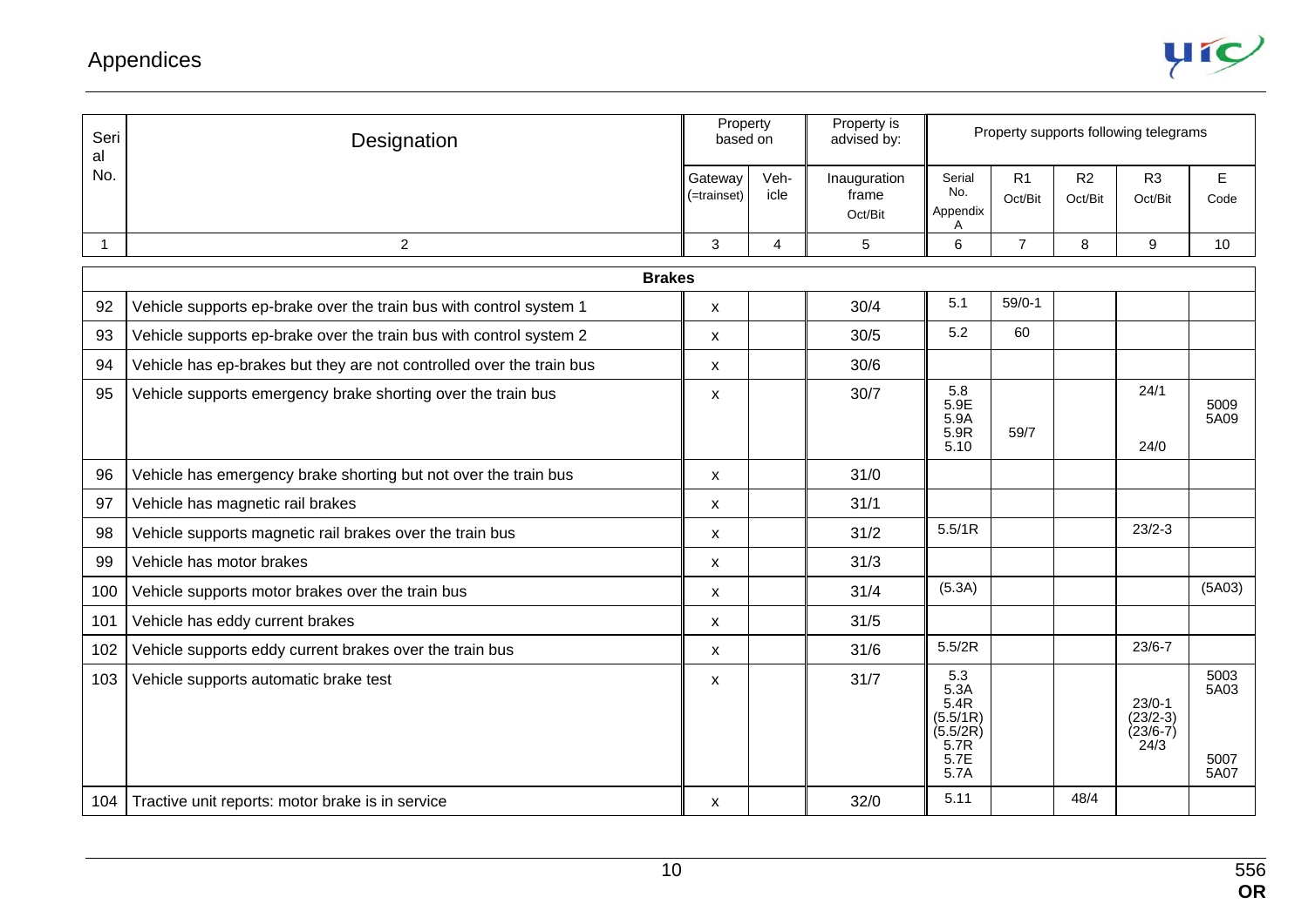| Serial No. | Designation | Property based on | | Property is advised by: | Property supports following telegrams | | | | |
|---|---|---|---|---|---|---|---|---|---|
| | | Gateway (=trainset) | Veh-icle | Inauguration frame Oct/Bit | Serial No. Appendix A | R1 Oct/Bit | R2 Oct/Bit | R3 Oct/Bit | E Code |
| 1 | 2 | 3 | 4 | 5 | 6 | 7 | 8 | 9 | 10 |
| | **Brakes** | | | | | | | | |
| 92 | Vehicle supports ep-brake over the train bus with control system 1 | x | | 30/4 | 5.1 | 59/0-1 | | | |
| 93 | Vehicle supports ep-brake over the train bus with control system 2 | x | | 30/5 | 5.2 | 60 | | | |
| 94 | Vehicle has ep-brakes but they are not controlled over the train bus | x | | 30/6 | | | | | |
| 95 | Vehicle supports emergency brake shorting over the train bus | x | | 30/7 | 5.8 5.9E 5.9A 5.9R 5.10 | 59/7 | | 24/1 24/0 | 5009 5A09 |
| 96 | Vehicle has emergency brake shorting but not over the train bus | x | | 31/0 | | | | | |
| 97 | Vehicle has magnetic rail brakes | x | | 31/1 | | | | | |
| 98 | Vehicle supports magnetic rail brakes over the train bus | x | | 31/2 | 5.5/1R | | | 23/2-3 | |
| 99 | Vehicle has motor brakes | x | | 31/3 | | | | | |
| 100 | Vehicle supports motor brakes over the train bus | x | | 31/4 | (5.3A) | | | | (5A03) |
| 101 | Vehicle has eddy current brakes | x | | 31/5 | | | | | |
| 102 | Vehicle supports eddy current brakes over the train bus | x | | 31/6 | 5.5/2R | | | 23/6-7 | |
| 103 | Vehicle supports automatic brake test | x | | 31/7 | 5.3 5.3A 5.4R (5.5/1R) (5.5/2R) 5.7R 5.7E 5.7A | | | 23/0-1 (23/2-3) (23/6-7) 24/3 | 5003 5A03 5007 5A07 |
| 104 | Tractive unit reports: motor brake is in service | x | | 32/0 | 5.11 | | 48/4 | | |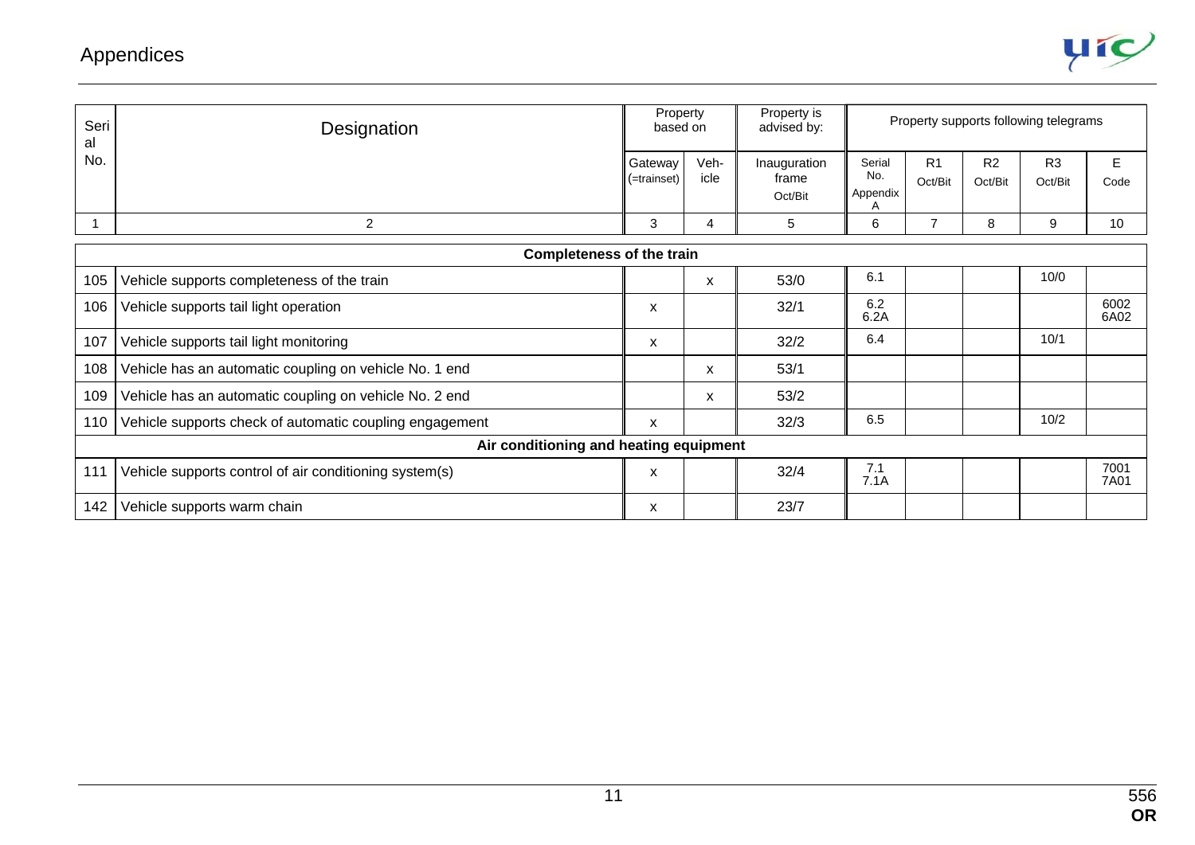| Serial No. | Designation | Property based on | | Property is advised by: | Property supports following telegrams | | | | |
|---|---|---|---|---|---|---|---|---|---|
| | | Gateway (=trainset) | Veh-icle | Inauguration frame Oct/Bit | Serial No. Appendix A | R1 Oct/Bit | R2 Oct/Bit | R3 Oct/Bit | E Code |
| 1 | 2 | 3 | 4 | 5 | 6 | 7 | 8 | 9 | 10 |
| **Completeness of the train** | | | | | | | | | |
| 105 | Vehicle supports completeness of the train | | x | 53/0 | 6.1 | | | 10/0 | |
| 106 | Vehicle supports tail light operation | x | | 32/1 | 6.2 6.2A | | | | 6002 6A02 |
| 107 | Vehicle supports tail light monitoring | x | | 32/2 | 6.4 | | | 10/1 | |
| 108 | Vehicle has an automatic coupling on vehicle No. 1 end | | x | 53/1 | | | | | |
| 109 | Vehicle has an automatic coupling on vehicle No. 2 end | | x | 53/2 | | | | | |
| 110 | Vehicle supports check of automatic coupling engagement | x | | 32/3 | 6.5 | | | 10/2 | |
| **Air conditioning and heating equipment** | | | | | | | | | |
| 111 | Vehicle supports control of air conditioning system(s) | x | | 32/4 | 7.1 7.1A | | | | 7001 7A01 |
| 142 | Vehicle supports warm chain | x | | 23/7 | | | | | |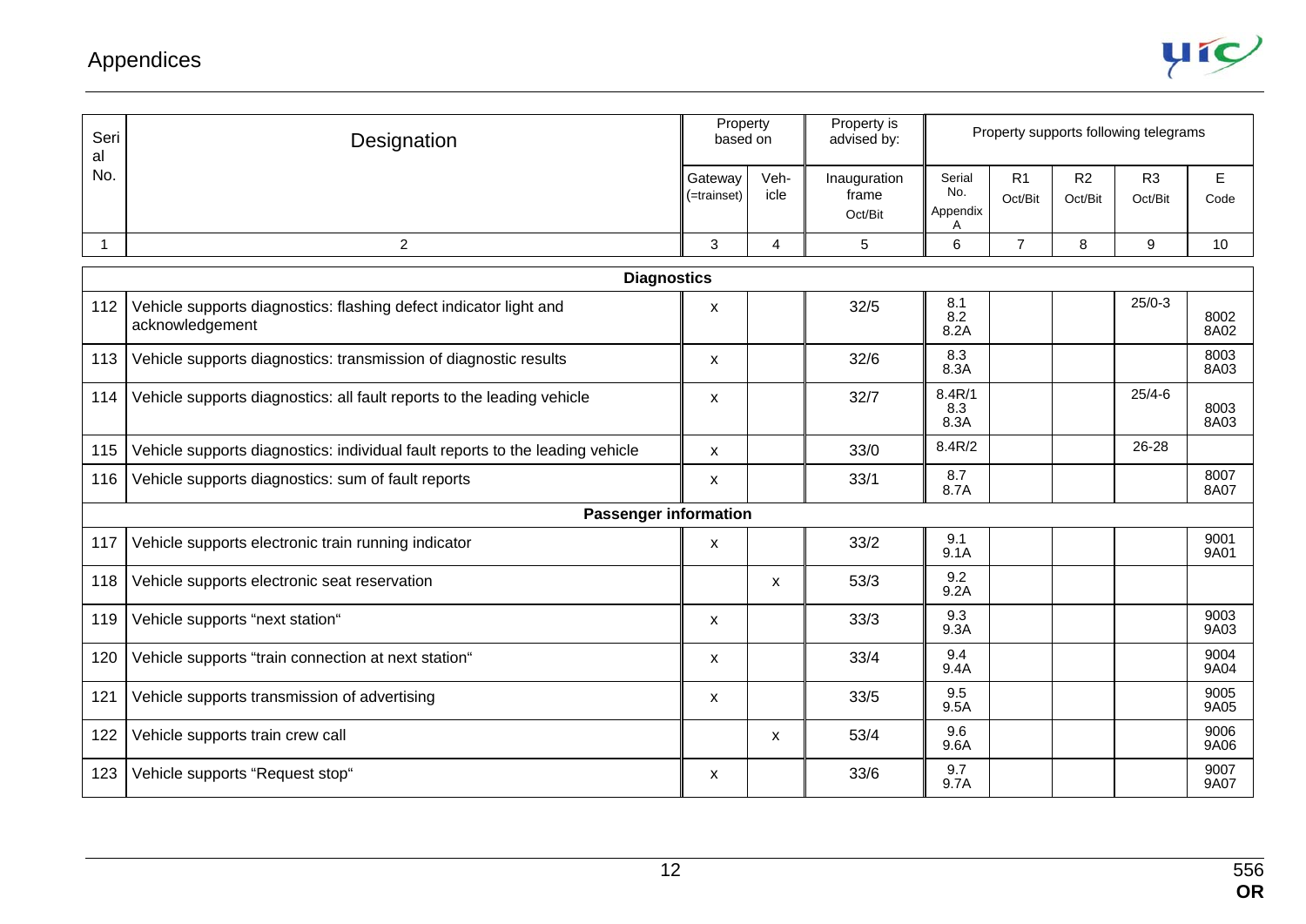| Serial No. | Designation | Property based on | | Property is advised by: | Property supports following telegrams | | | | |
|---|---|---|---|---|---|---|---|---|---|
| | | Gateway (=trainset) | Veh-icle | Inauguration frame Oct/Bit | Serial No. Appendix A | R1 Oct/Bit | R2 Oct/Bit | R3 Oct/Bit | E Code |
| 1 | 2 | 3 | 4 | 5 | 6 | 7 | 8 | 9 | 10 |
| | **Diagnostics** | | | | | | | | |
| 112 | Vehicle supports diagnostics: flashing defect indicator light and acknowledgement | x | | 32/5 | 8.1 8.2 8.2A | | | 25/0-3 | 8002 8A02 |
| 113 | Vehicle supports diagnostics: transmission of diagnostic results | x | | 32/6 | 8.3 8.3A | | | | 8003 8A03 |
| 114 | Vehicle supports diagnostics: all fault reports to the leading vehicle | x | | 32/7 | 8.4R/1 8.3 8.3A | | | 25/4-6 | 8003 8A03 |
| 115 | Vehicle supports diagnostics: individual fault reports to the leading vehicle | x | | 33/0 | 8.4R/2 | | | 26-28 | |
| 116 | Vehicle supports diagnostics: sum of fault reports | x | | 33/1 | 8.7 8.7A | | | | 8007 8A07 |
| | **Passenger information** | | | | | | | | |
| 117 | Vehicle supports electronic train running indicator | x | | 33/2 | 9.1 9.1A | | | | 9001 9A01 |
| 118 | Vehicle supports electronic seat reservation | | x | 53/3 | 9.2 9.2A | | | | |
| 119 | Vehicle supports "next station" | x | | 33/3 | 9.3 9.3A | | | | 9003 9A03 |
| 120 | Vehicle supports "train connection at next station" | x | | 33/4 | 9.4 9.4A | | | | 9004 9A04 |
| 121 | Vehicle supports transmission of advertising | x | | 33/5 | 9.5 9.5A | | | | 9005 9A05 |
| 122 | Vehicle supports train crew call | | x | 53/4 | 9.6 9.6A | | | | 9006 9A06 |
| 123 | Vehicle supports "Request stop" | x | | 33/6 | 9.7 9.7A | | | | 9007 9A07 |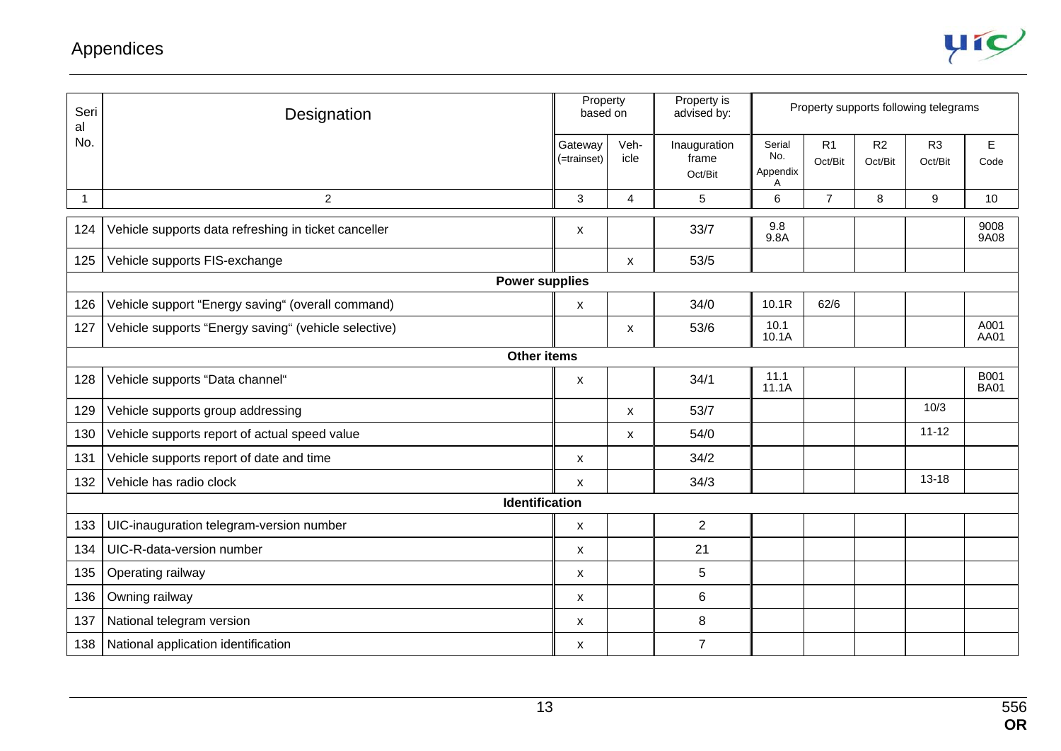| Serial No. | Designation | Property based on | | Property is advised by: | Property supports following telegrams | | | | |
|---|---|---|---|---|---|---|---|---|---|
| | | Gateway (=trainset) | Veh-icle | Inauguration frame Oct/Bit | Serial No. Appendix A | R1 Oct/Bit | R2 Oct/Bit | R3 Oct/Bit | E Code |
| 1 | 2 | 3 | 4 | 5 | 6 | 7 | 8 | 9 | 10 |
| 124 | Vehicle supports data refreshing in ticket canceller | x | | 33/7 | 9.8 9.8A | | | | 9008 9A08 |
| 125 | Vehicle supports FIS-exchange | | x | 53/5 | | | | | |
| **Power supplies** | | | | | | | | | |
| 126 | Vehicle support "Energy saving" (overall command) | x | | 34/0 | 10.1R | 62/6 | | | |
| 127 | Vehicle supports "Energy saving" (vehicle selective) | | x | 53/6 | 10.1 10.1A | | | | A001 AA01 |
| **Other items** | | | | | | | | | |
| 128 | Vehicle supports "Data channel" | x | | 34/1 | 11.1 11.1A | | | | B001 BA01 |
| 129 | Vehicle supports group addressing | | x | 53/7 | | | | 10/3 | |
| 130 | Vehicle supports report of actual speed value | | x | 54/0 | | | | 11-12 | |
| 131 | Vehicle supports report of date and time | x | | 34/2 | | | | | |
| 132 | Vehicle has radio clock | x | | 34/3 | | | | 13-18 | |
| **Identification** | | | | | | | | | |
| 133 | UIC-inauguration telegram-version number | x | | 2 | | | | | |
| 134 | UIC-R-data-version number | x | | 21 | | | | | |
| 135 | Operating railway | x | | 5 | | | | | |
| 136 | Owning railway | x | | 6 | | | | | |
| 137 | National telegram version | x | | 8 | | | | | |
| 138 | National application identification | x | | 7 | | | | | |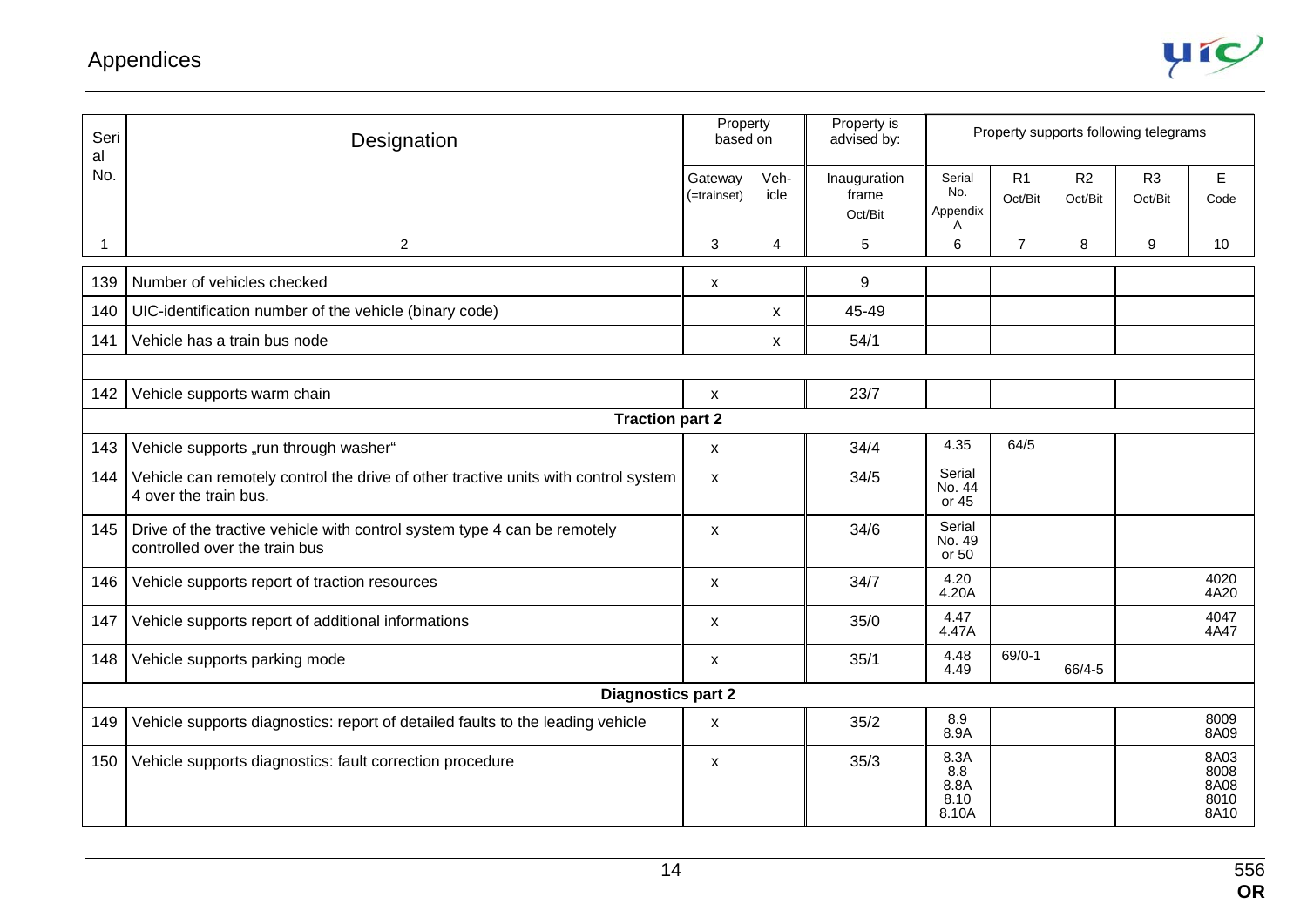| Serial No. | Designation | Property based on | | Property is advised by: | Property supports following telegrams | | | | |
|---|---|---|---|---|---|---|---|---|---|
| | | Gateway (=trainset) | Veh-icle | Inauguration frame Oct/Bit | Serial No. Appendix A | R1 Oct/Bit | R2 Oct/Bit | R3 Oct/Bit | E Code |
| 1 | 2 | 3 | 4 | 5 | 6 | 7 | 8 | 9 | 10 |
| 139 | Number of vehicles checked | x | | 9 | | | | | |
| 140 | UIC-identification number of the vehicle (binary code) | | x | 45-49 | | | | | |
| 141 | Vehicle has a train bus node | | x | 54/1 | | | | | |
| | | | | | | | | | |
| 142 | Vehicle supports warm chain | x | | 23/7 | | | | | |
| | **Traction part 2** | | | | | | | | |
| 143 | Vehicle supports „run through washer“ | x | | 34/4 | 4.35 | 64/5 | | | |
| 144 | Vehicle can remotely control the drive of other tractive units with control system 4 over the train bus. | x | | 34/5 | Serial No. 44 or 45 | | | | |
| 145 | Drive of the tractive vehicle with control system type 4 can be remotely controlled over the train bus | x | | 34/6 | Serial No. 49 or 50 | | | | |
| 146 | Vehicle supports report of traction resources | x | | 34/7 | 4.20 4.20A | | | | 4020 4A20 |
| 147 | Vehicle supports report of additional informations | x | | 35/0 | 4.47 4.47A | | | | 4047 4A47 |
| 148 | Vehicle supports parking mode | x | | 35/1 | 4.48 4.49 | 69/0-1 | 66/4-5 | | |
| | **Diagnostics part 2** | | | | | | | | |
| 149 | Vehicle supports diagnostics: report of detailed faults to the leading vehicle | x | | 35/2 | 8.9 8.9A | | | | 8009 8A09 |
| 150 | Vehicle supports diagnostics: fault correction procedure | x | | 35/3 | 8.3A 8.8 8.8A 8.10 8.10A | | | | 8A03 8008 8A08 8010 8A10 |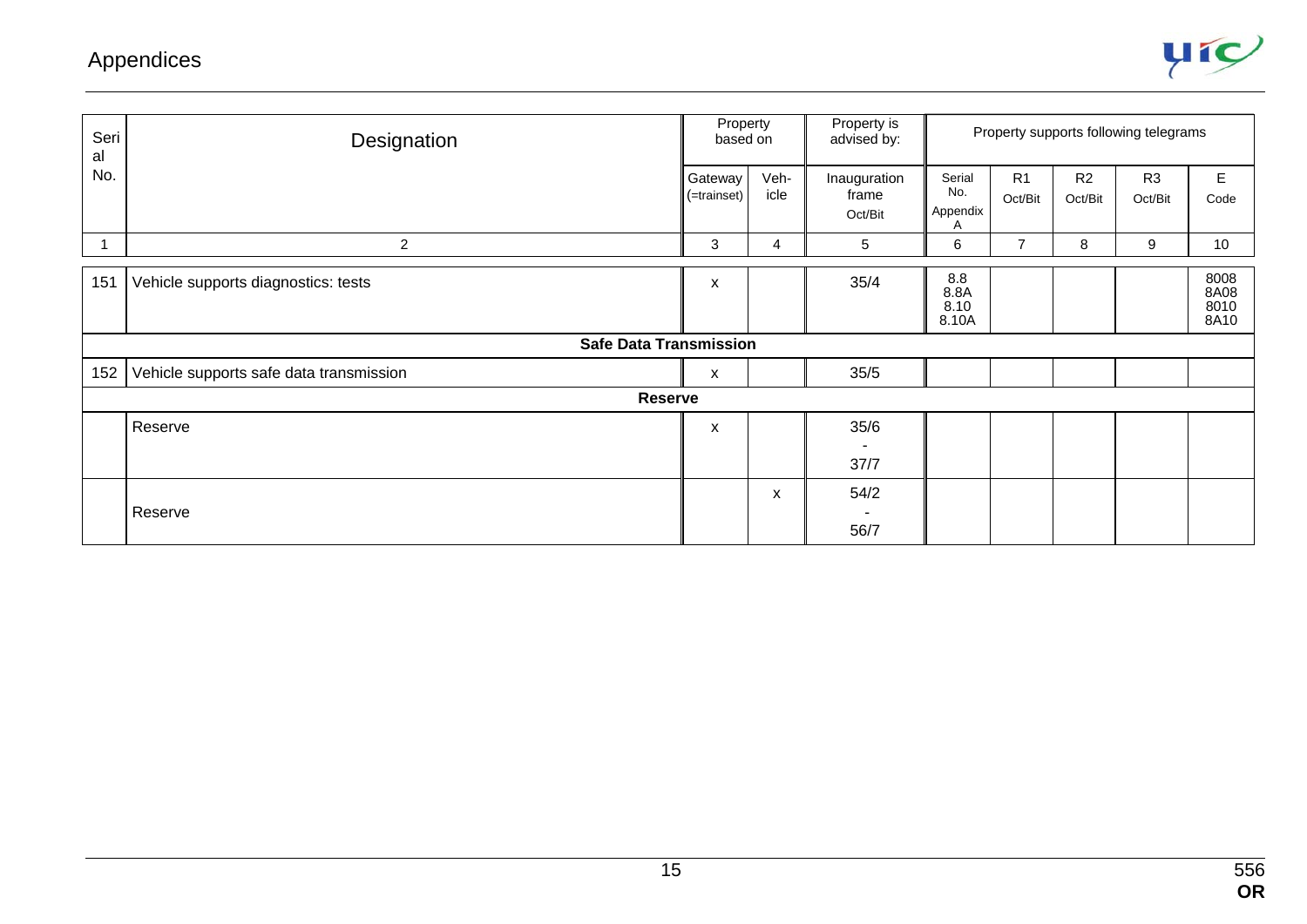| Serial No. | Designation | Property based on | | Property is advised by: | Property supports following telegrams | | | | |
|---|---|---|---|---|---|---|---|---|---|
| | | Gateway (=trainset) | Veh-icle | Inauguration frame Oct/Bit | Serial No. Appendix A | R1 Oct/Bit | R2 Oct/Bit | R3 Oct/Bit | E Code |
| 1 | 2 | 3 | 4 | 5 | 6 | 7 | 8 | 9 | 10 |
| 151 | Vehicle supports diagnostics: tests | x | | 35/4 | 8.8 8.8A 8.10 8.10A | | | | 8008 8A08 8010 8A10 |
| | **Safe Data Transmission** | | | | | | | | |
| 152 | Vehicle supports safe data transmission | x | | 35/5 | | | | | |
| | **Reserve** | | | | | | | | |
| | Reserve | x | | 35/6 - 37/7 | | | | | |
| | Reserve | | x | 54/2 - 56/7 | | | | | |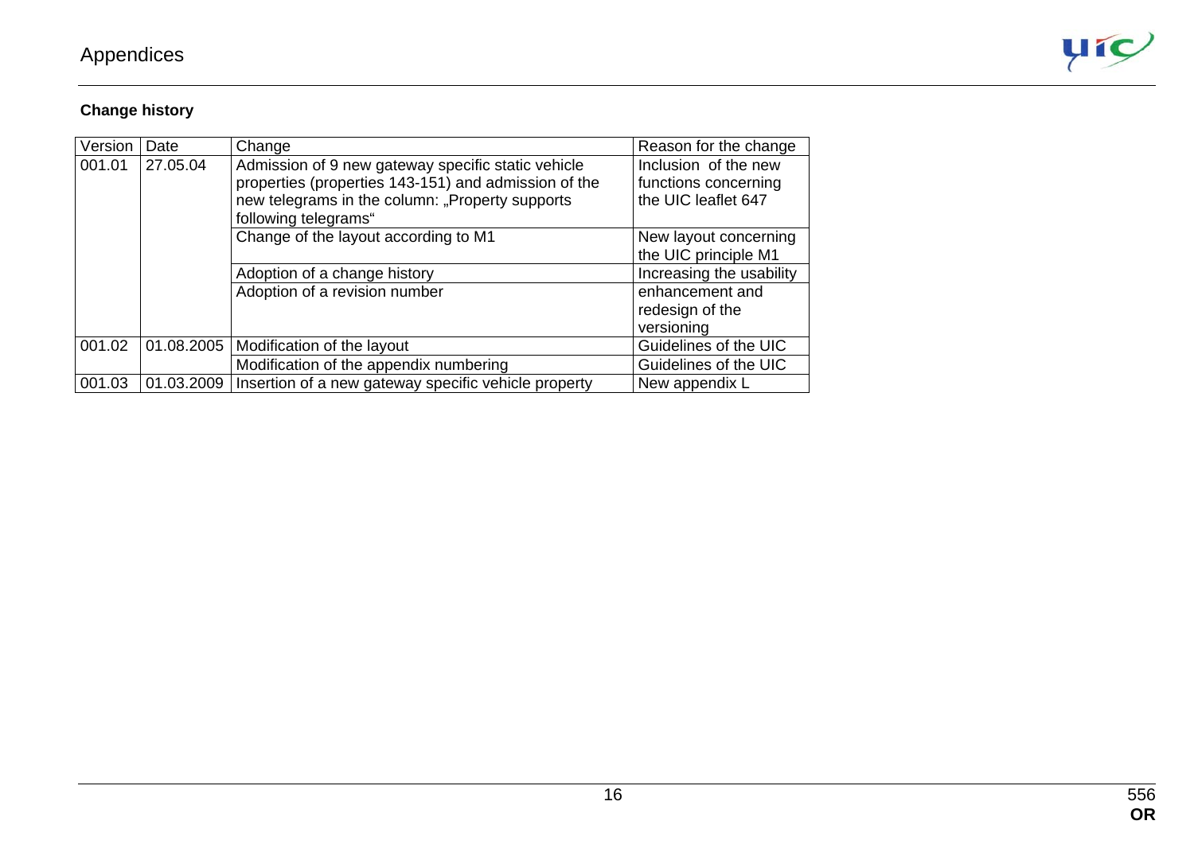**Change history**

| Version | Date | Change | Reason for the change |
|---|---|---|---|
| 001.01 | 27.05.04 | Admission of 9 new gateway specific static vehicle properties (properties 143-151) and admission of the new telegrams in the column: „Property supports following telegrams“ | Inclusion of the new functions concerning the UIC leaflet 647 |
| | | Change of the layout according to M1 | New layout concerning the UIC principle M1 |
| | | Adoption of a change history | Increasing the usability |
| | | Adoption of a revision number | enhancement and redesign of the versioning |
| 001.02 | 01.08.2005 | Modification of the layout | Guidelines of the UIC |
| | | Modification of the appendix numbering | Guidelines of the UIC |
| 001.03 | 01.03.2009 | Insertion of a new gateway specific vehicle property | New appendix L |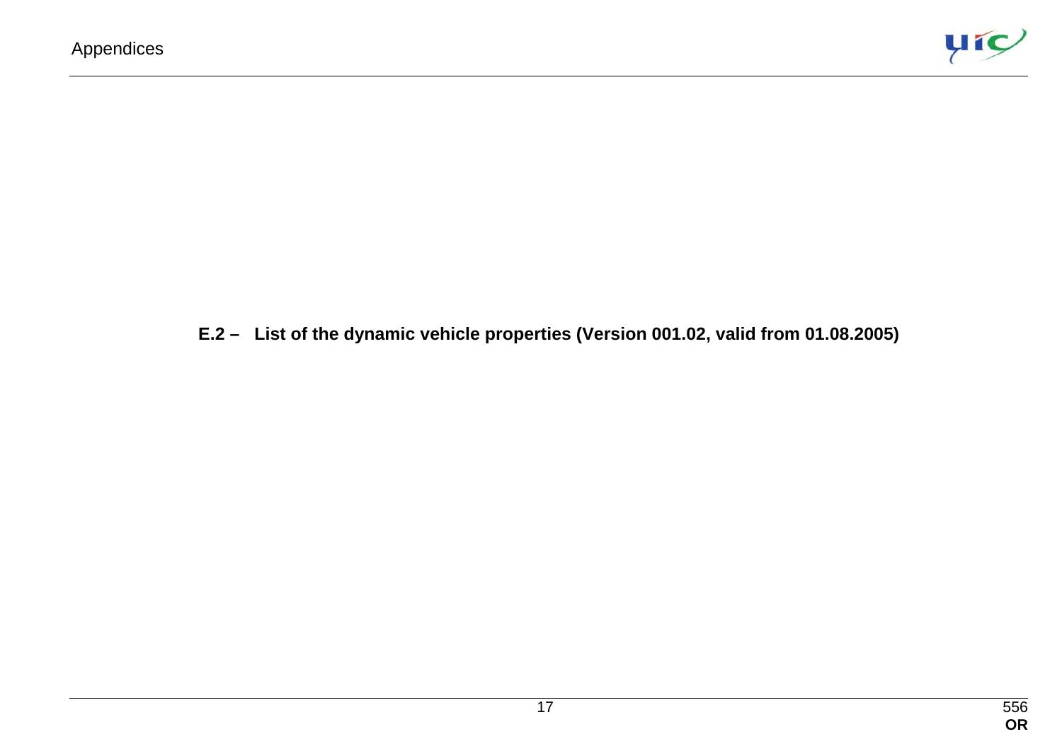## E.2 – List of the dynamic vehicle properties (Version 001.02, valid from 01.08.2005)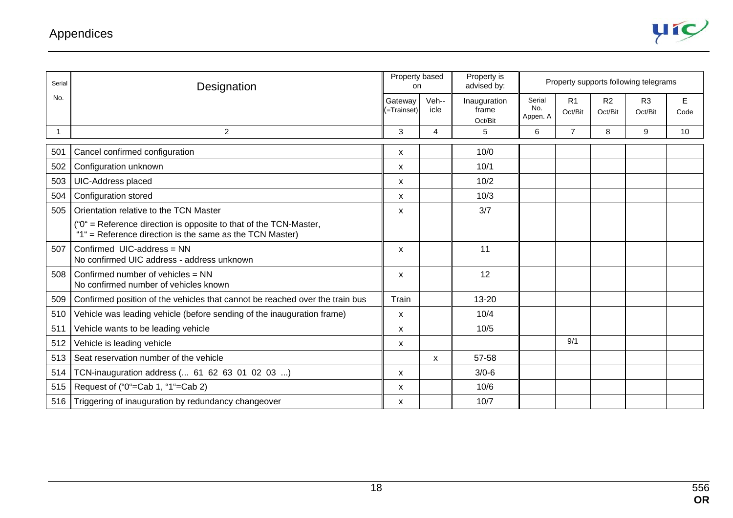| Serial No. | Designation | Property based on | | Property is advised by: | Property supports following telegrams | | | | |
|---|---|---|---|---|---|---|---|---|---|
| | | Gateway (=Trainset) | Veh--icle | Inauguration frame Oct/Bit | Serial No. Appen. A | R1 Oct/Bit | R2 Oct/Bit | R3 Oct/Bit | E Code |
| 1 | 2 | 3 | 4 | 5 | 6 | 7 | 8 | 9 | 10 |
| 501 | Cancel confirmed configuration | x | | 10/0 | | | | | |
| 502 | Configuration unknown | x | | 10/1 | | | | | |
| 503 | UIC-Address placed | x | | 10/2 | | | | | |
| 504 | Configuration stored | x | | 10/3 | | | | | |
| 505 | Orientation relative to the TCN Master<br>("0" = Reference direction is opposite to that of the TCN-Master, "1" = Reference direction is the same as the TCN Master) | x | | 3/7 | | | | | |
| 507 | Confirmed UIC-address = NN<br>No confirmed UIC address - address unknown | x | | 11 | | | | | |
| 508 | Confirmed number of vehicles = NN<br>No confirmed number of vehicles known | x | | 12 | | | | | |
| 509 | Confirmed position of the vehicles that cannot be reached over the train bus | Train | | 13-20 | | | | | |
| 510 | Vehicle was leading vehicle (before sending of the inauguration frame) | x | | 10/4 | | | | | |
| 511 | Vehicle wants to be leading vehicle | x | | 10/5 | | | | | |
| 512 | Vehicle is leading vehicle | x | | | | 9/1 | | | |
| 513 | Seat reservation number of the vehicle | | x | 57-58 | | | | | |
| 514 | TCN-inauguration address (... 61 62 63 01 02 03 ...) | x | | 3/0-6 | | | | | |
| 515 | Request of ("0"=Cab 1, "1"=Cab 2) | x | | 10/6 | | | | | |
| 516 | Triggering of inauguration by redundancy changeover | x | | 10/7 | | | | | |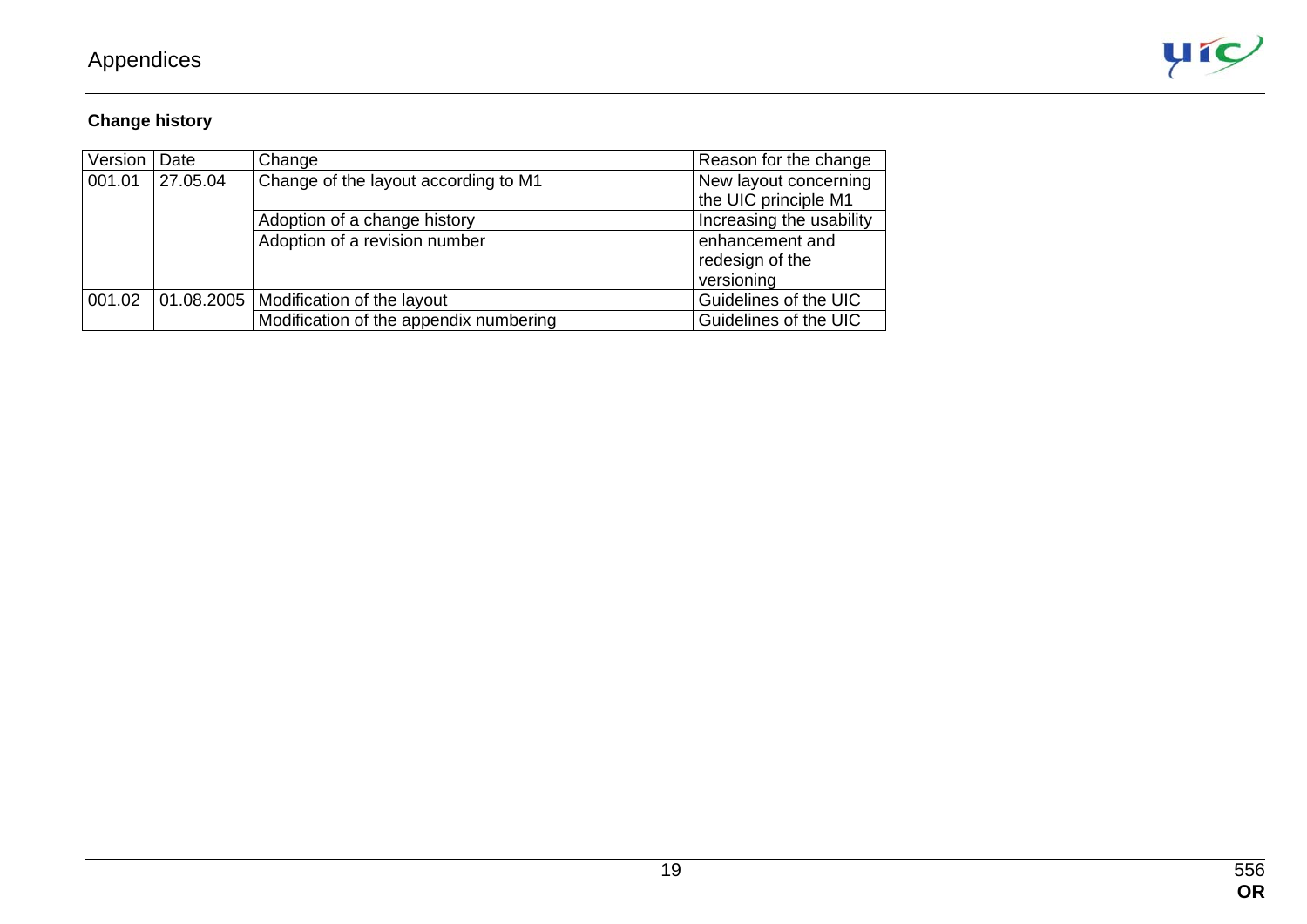**Change history**

| Version | Date | Change | Reason for the change |
|---|---|---|---|
| 001.01 | 27.05.04 | Change of the layout according to M1 | New layout concerning the UIC principle M1 |
| | | Adoption of a change history | Increasing the usability |
| | | Adoption of a revision number | enhancement and redesign of the versioning |
| 001.02 | 01.08.2005 | Modification of the layout | Guidelines of the UIC |
| | | Modification of the appendix numbering | Guidelines of the UIC |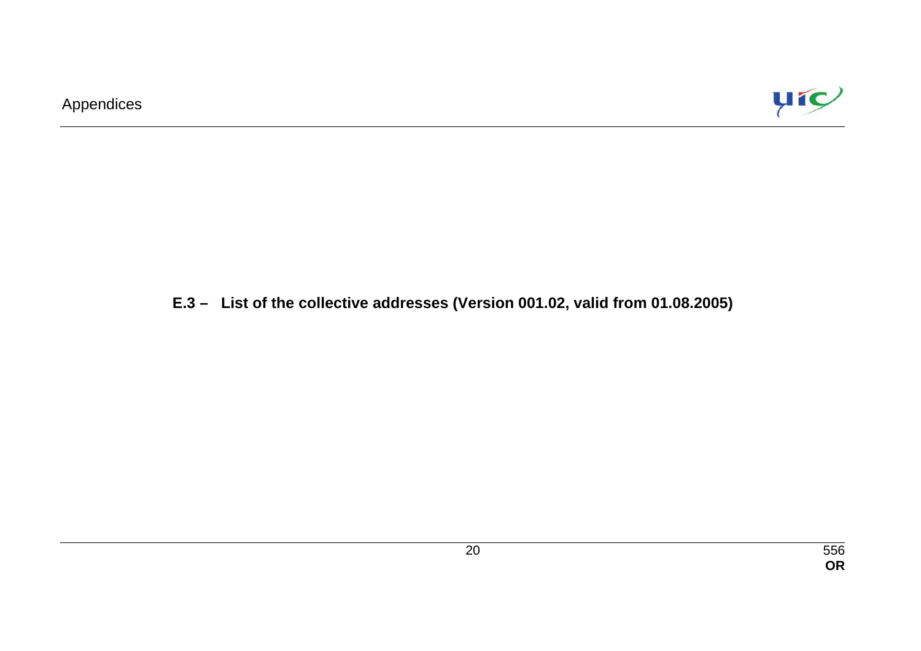## E.3 – List of the collective addresses (Version 001.02, valid from 01.08.2005)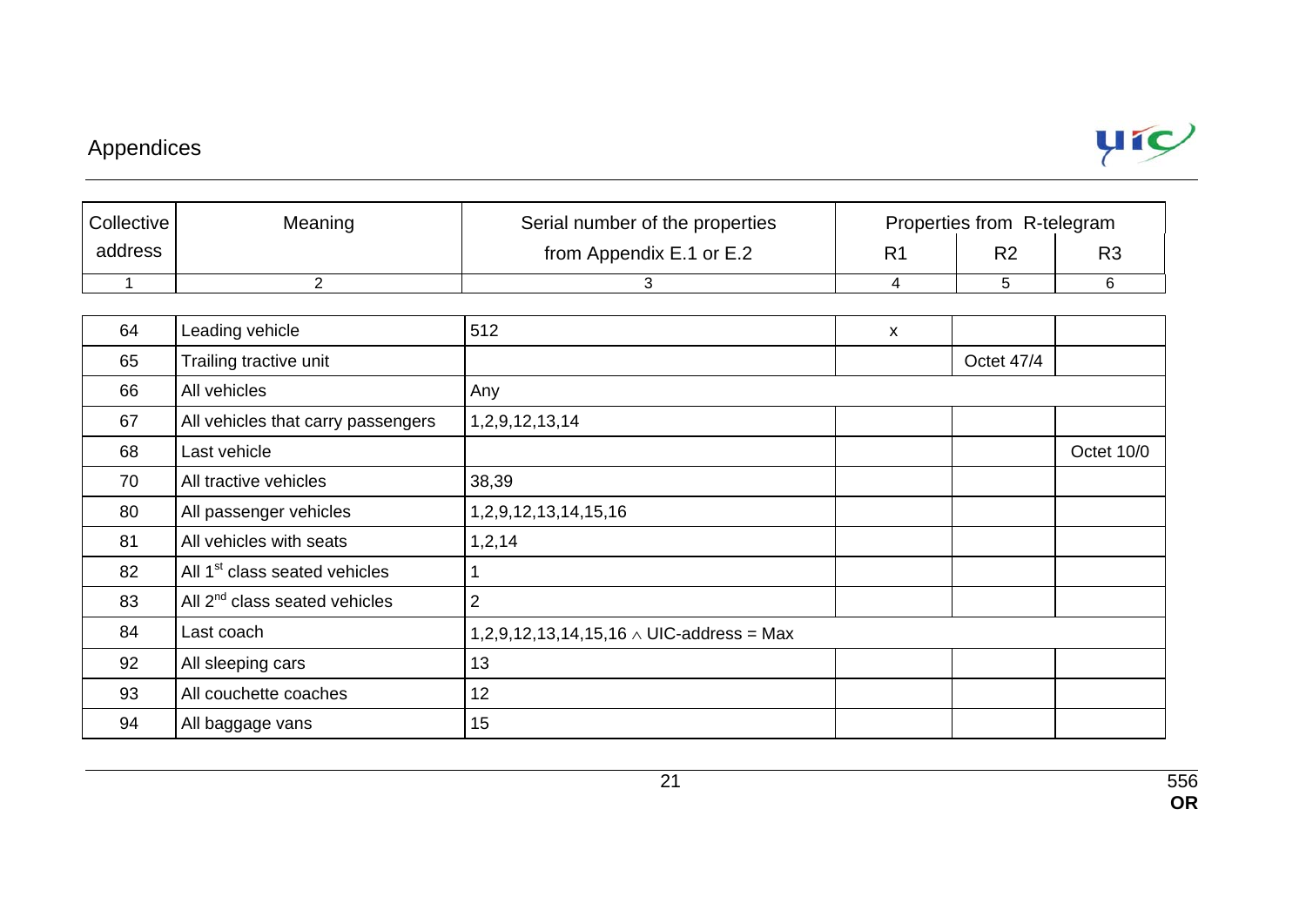| Collective address | Meaning | Serial number of the properties from Appendix E.1 or E.2 | Properties from R-telegram | | |
|---|---|---|---|---|---|
| | | | R1 | R2 | R3 |
| 1 | 2 | 3 | 4 | 5 | 6 |
| 64 | Leading vehicle | 512 | x | | |
| 65 | Trailing tractive unit | | | Octet 47/4 | |
| 66 | All vehicles | Any | | | |
| 67 | All vehicles that carry passengers | 1,2,9,12,13,14 | | | |
| 68 | Last vehicle | | | | Octet 10/0 |
| 70 | All tractive vehicles | 38,39 | | | |
| 80 | All passenger vehicles | 1,2,9,12,13,14,15,16 | | | |
| 81 | All vehicles with seats | 1,2,14 | | | |
| 82 | All 1st class seated vehicles | 1 | | | |
| 83 | All 2nd class seated vehicles | 2 | | | |
| 84 | Last coach | 1,2,9,12,13,14,15,16 $\wedge$ UIC-address = Max | | | |
| 92 | All sleeping cars | 13 | | | |
| 93 | All couchette coaches | 12 | | | |
| 94 | All baggage vans | 15 | | | |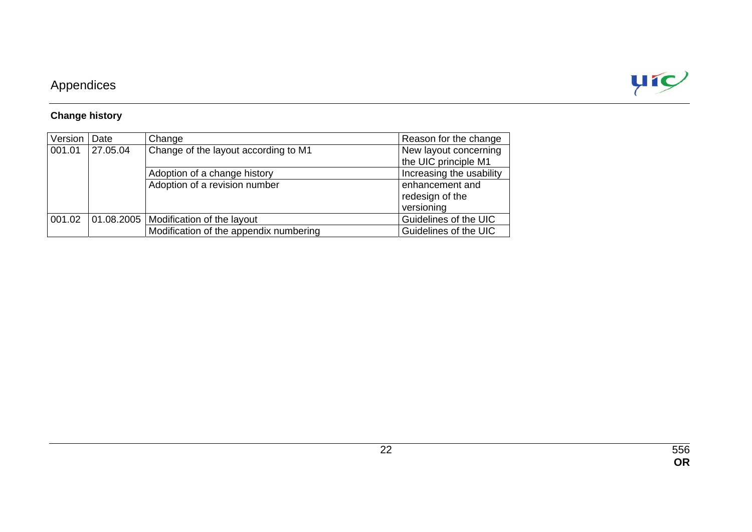# Appendices

**Change history**

| Version | Date | Change | Reason for the change |
|---|---|---|---|
| 001.01 | 27.05.04 | Change of the layout according to M1 | New layout concerning the UIC principle M1 |
| | | Adoption of a change history | Increasing the usability |
| | | Adoption of a revision number | enhancement and redesign of the versioning |
| 001.02 | 01.08.2005 | Modification of the layout | Guidelines of the UIC |
| | | Modification of the appendix numbering | Guidelines of the UIC |